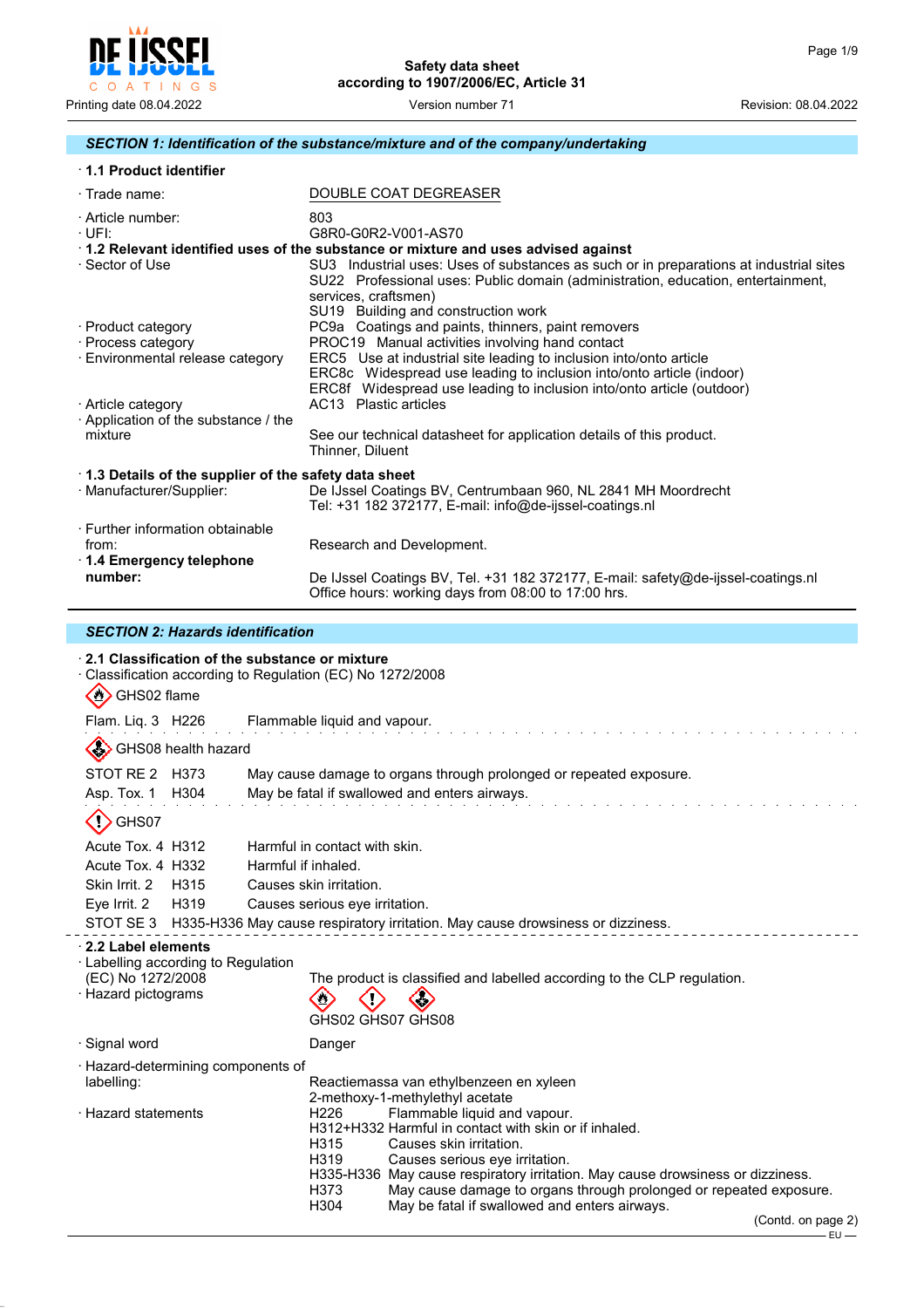**Safety data sheet**
**according to 1907/2006/EC, Article 31**

Printing date 08.04.2022 | Version number 71 | Revision: 08.04.2022

## SECTION 1: Identification of the substance/mixture and of the company/undertaking

### · 1.1 Product identifier

· Trade name: DOUBLE COAT DEGREASER

· Article number: 803

· UFI: G8R0-G0R2-V001-AS70

### · 1.2 Relevant identified uses of the substance or mixture and uses advised against

· Sector of Use
SU3 Industrial uses: Uses of substances as such or in preparations at industrial sites
SU22 Professional uses: Public domain (administration, education, entertainment, services, craftsmen)
SU19 Building and construction work

· Product category
PC9a Coatings and paints, thinners, paint removers

· Process category
PROC19 Manual activities involving hand contact

· Environmental release category
ERC5 Use at industrial site leading to inclusion into/onto article
ERC8c Widespread use leading to inclusion into/onto article (indoor)
ERC8f Widespread use leading to inclusion into/onto article (outdoor)

· Article category
AC13 Plastic articles

· Application of the substance / the mixture
See our technical datasheet for application details of this product.
Thinner, Diluent

### · 1.3 Details of the supplier of the safety data sheet

· Manufacturer/Supplier:
De IJssel Coatings BV, Centrumbaan 960, NL 2841 MH Moordrecht
Tel: +31 182 372177, E-mail: info@de-ijssel-coatings.nl

· Further information obtainable from: Research and Development.

### · 1.4 Emergency telephone number:

De IJssel Coatings BV, Tel. +31 182 372177, E-mail: safety@de-ijssel-coatings.nl
Office hours: working days from 08:00 to 17:00 hrs.

## SECTION 2: Hazards identification

### · 2.1 Classification of the substance or mixture

· Classification according to Regulation (EC) No 1272/2008

GHS02 flame

Flam. Liq. 3 H226 Flammable liquid and vapour.

GHS08 health hazard

STOT RE 2 H373 May cause damage to organs through prolonged or repeated exposure.
Asp. Tox. 1 H304 May be fatal if swallowed and enters airways.

GHS07

Acute Tox. 4 H312 Harmful in contact with skin.
Acute Tox. 4 H332 Harmful if inhaled.
Skin Irrit. 2 H315 Causes skin irritation.
Eye Irrit. 2 H319 Causes serious eye irritation.
STOT SE 3 H335-H336 May cause respiratory irritation. May cause drowsiness or dizziness.

### · 2.2 Label elements

· Labelling according to Regulation (EC) No 1272/2008
The product is classified and labelled according to the CLP regulation.

· Hazard pictograms
GHS02 GHS07 GHS08

· Signal word
Danger

· Hazard-determining components of labelling:
Reactiemassa van ethylbenzeen en xyleen
2-methoxy-1-methylethyl acetate

· Hazard statements
H226 Flammable liquid and vapour.
H312+H332 Harmful in contact with skin or if inhaled.
H315 Causes skin irritation.
H319 Causes serious eye irritation.
H335-H336 May cause respiratory irritation. May cause drowsiness or dizziness.
H373 May cause damage to organs through prolonged or repeated exposure.
H304 May be fatal if swallowed and enters airways.

(Contd. on page 2)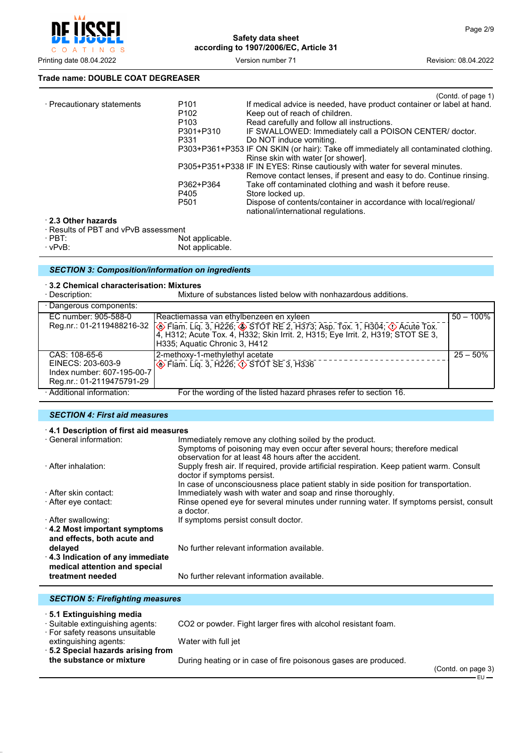**Trade name: DOUBLE COAT DEGREASER**

(Contd. of page 1)

· Precautionary statements

| | |
|---|---|
| P101 | If medical advice is needed, have product container or label at hand. |
| P102 | Keep out of reach of children. |
| P103 | Read carefully and follow all instructions. |
| P301+P310 | IF SWALLOWED: Immediately call a POISON CENTER/ doctor. |
| P331 | Do NOT induce vomiting. |
| P303+P361+P353 | IF ON SKIN (or hair): Take off immediately all contaminated clothing. Rinse skin with water [or shower]. |
| P305+P351+P338 | IF IN EYES: Rinse cautiously with water for several minutes. Remove contact lenses, if present and easy to do. Continue rinsing. |
| P362+P364 | Take off contaminated clothing and wash it before reuse. |
| P405 | Store locked up. |
| P501 | Dispose of contents/container in accordance with local/regional/ national/international regulations. |

### · 2.3 Other hazards

· Results of PBT and vPvB assessment
· PBT: Not applicable.
· vPvB: Not applicable.

## SECTION 3: Composition/information on ingredients

### · 3.2 Chemical characterisation: Mixtures

· Description: Mixture of substances listed below with nonhazardous additions.

· Dangerous components:

| | | |
|---|---|---|
| EC number: 905-588-0<br>Reg.nr.: 01-2119488216-32 | Reactiemassa van ethylbenzeen en xyleen<br>Flam. Liq. 3, H226; STOT RE 2, H373; Asp. Tox. 1, H304; Acute Tox. 4, H312; Acute Tox. 4, H332; Skin Irrit. 2, H315; Eye Irrit. 2, H319; STOT SE 3, H335; Aquatic Chronic 3, H412 | 50 – 100% |
| CAS: 108-65-6<br>EINECS: 203-603-9<br>Index number: 607-195-00-7<br>Reg.nr.: 01-2119475791-29 | 2-methoxy-1-methylethyl acetate<br>Flam. Liq. 3, H226; STOT SE 3, H336 | 25 – 50% |

· Additional information: For the wording of the listed hazard phrases refer to section 16.

## SECTION 4: First aid measures

### · 4.1 Description of first aid measures

· General information: Immediately remove any clothing soiled by the product.
Symptoms of poisoning may even occur after several hours; therefore medical observation for at least 48 hours after the accident.

· After inhalation: Supply fresh air. If required, provide artificial respiration. Keep patient warm. Consult doctor if symptoms persist.
In case of unconsciousness place patient stably in side position for transportation.

· After skin contact: Immediately wash with water and soap and rinse thoroughly.

· After eye contact: Rinse opened eye for several minutes under running water. If symptoms persist, consult a doctor.

· After swallowing: If symptoms persist consult doctor.

**· 4.2 Most important symptoms and effects, both acute and delayed** No further relevant information available.

**· 4.3 Indication of any immediate medical attention and special treatment needed** No further relevant information available.

## SECTION 5: Firefighting measures

### · 5.1 Extinguishing media

· Suitable extinguishing agents: $CO_2$ or powder. Fight larger fires with alcohol resistant foam.

· For safety reasons unsuitable extinguishing agents: Water with full jet

**· 5.2 Special hazards arising from the substance or mixture** During heating or in case of fire poisonous gases are produced.

(Contd. on page 3)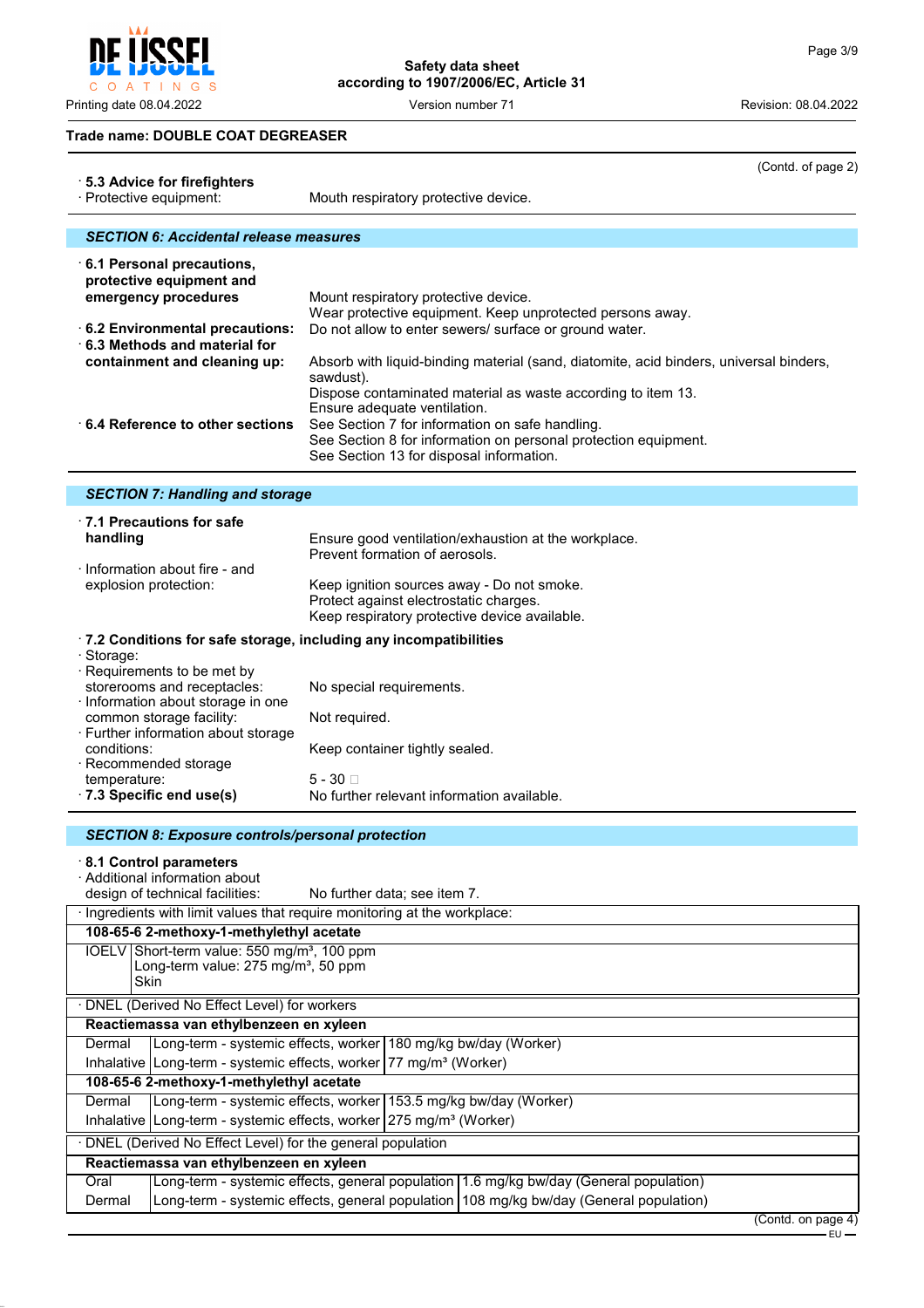**Trade name: DOUBLE COAT DEGREASER**

(Contd. of page 2)

· **5.3 Advice for firefighters**
· Protective equipment: Mouth respiratory protective device.

## SECTION 6: Accidental release measures

· **6.1 Personal precautions, protective equipment and emergency procedures** Mount respiratory protective device.
Wear protective equipment. Keep unprotected persons away.

· **6.2 Environmental precautions:** Do not allow to enter sewers/ surface or ground water.

· **6.3 Methods and material for containment and cleaning up:** Absorb with liquid-binding material (sand, diatomite, acid binders, universal binders, sawdust).
Dispose contaminated material as waste according to item 13.
Ensure adequate ventilation.

· **6.4 Reference to other sections** See Section 7 for information on safe handling.
See Section 8 for information on personal protection equipment.
See Section 13 for disposal information.

## SECTION 7: Handling and storage

· **7.1 Precautions for safe handling** Ensure good ventilation/exhaustion at the workplace.
Prevent formation of aerosols.

· Information about fire - and explosion protection: Keep ignition sources away - Do not smoke.
Protect against electrostatic charges.
Keep respiratory protective device available.

· **7.2 Conditions for safe storage, including any incompatibilities**
· Storage:
· Requirements to be met by storerooms and receptacles: No special requirements.
· Information about storage in one common storage facility: Not required.
· Further information about storage conditions: Keep container tightly sealed.
· Recommended storage temperature: 5 - 30 □
· **7.3 Specific end use(s)** No further relevant information available.

## SECTION 8: Exposure controls/personal protection

· **8.1 Control parameters**
· Additional information about design of technical facilities: No further data; see item 7.

· Ingredients with limit values that require monitoring at the workplace:

| **108-65-6 2-methoxy-1-methylethyl acetate** | |
|---|---|
| IOELV | Short-term value: 550 mg/m³, 100 ppm<br>Long-term value: 275 mg/m³, 50 ppm<br>Skin |

· DNEL (Derived No Effect Level) for workers

| **Reactiemassa van ethylbenzeen en xyleen** | | |
|---|---|---|
| Dermal | Long-term - systemic effects, worker | 180 mg/kg bw/day (Worker) |
| Inhalative | Long-term - systemic effects, worker | 77 mg/m³ (Worker) |
| **108-65-6 2-methoxy-1-methylethyl acetate** | | |
| Dermal | Long-term - systemic effects, worker | 153.5 mg/kg bw/day (Worker) |
| Inhalative | Long-term - systemic effects, worker | 275 mg/m³ (Worker) |

· DNEL (Derived No Effect Level) for the general population

| **Reactiemassa van ethylbenzeen en xyleen** | | |
|---|---|---|
| Oral | Long-term - systemic effects, general population | 1.6 mg/kg bw/day (General population) |
| Dermal | Long-term - systemic effects, general population | 108 mg/kg bw/day (General population) |

(Contd. on page 4)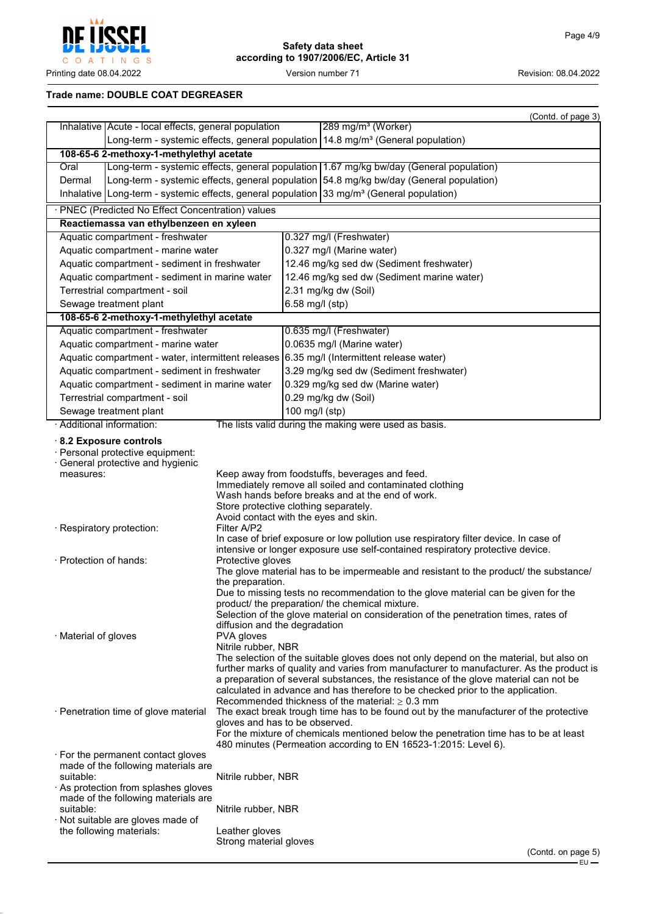**Trade name: DOUBLE COAT DEGREASER**

(Contd. of page 3)

| | | |
|---|---|---|
| Inhalative | Acute - local effects, general population | 289 mg/m³ (Worker) |
| | Long-term - systemic effects, general population | 14.8 mg/m³ (General population) |
| **108-65-6 2-methoxy-1-methylethyl acetate** | | |
| Oral | Long-term - systemic effects, general population | 1.67 mg/kg bw/day (General population) |
| Dermal | Long-term - systemic effects, general population | 54.8 mg/kg bw/day (General population) |
| Inhalative | Long-term - systemic effects, general population | 33 mg/m³ (General population) |

· PNEC (Predicted No Effect Concentration) values

| | |
|---|---|
| **Reactiemassa van ethylbenzeen en xyleen** | |
| Aquatic compartment - freshwater | 0.327 mg/l (Freshwater) |
| Aquatic compartment - marine water | 0.327 mg/l (Marine water) |
| Aquatic compartment - sediment in freshwater | 12.46 mg/kg sed dw (Sediment freshwater) |
| Aquatic compartment - sediment in marine water | 12.46 mg/kg sed dw (Sediment marine water) |
| Terrestrial compartment - soil | 2.31 mg/kg dw (Soil) |
| Sewage treatment plant | 6.58 mg/l (stp) |
| **108-65-6 2-methoxy-1-methylethyl acetate** | |
| Aquatic compartment - freshwater | 0.635 mg/l (Freshwater) |
| Aquatic compartment - marine water | 0.0635 mg/l (Marine water) |
| Aquatic compartment - water, intermittent releases | 6.35 mg/l (Intermittent release water) |
| Aquatic compartment - sediment in freshwater | 3.29 mg/kg sed dw (Sediment freshwater) |
| Aquatic compartment - sediment in marine water | 0.329 mg/kg sed dw (Marine water) |
| Terrestrial compartment - soil | 0.29 mg/kg dw (Soil) |
| Sewage treatment plant | 100 mg/l (stp) |

· Additional information: The lists valid during the making were used as basis.

### · 8.2 Exposure controls

· Personal protective equipment:

· General protective and hygienic measures:
Keep away from foodstuffs, beverages and feed.
Immediately remove all soiled and contaminated clothing
Wash hands before breaks and at the end of work.
Store protective clothing separately.
Avoid contact with the eyes and skin.

· Respiratory protection:
Filter A/P2
In case of brief exposure or low pollution use respiratory filter device. In case of intensive or longer exposure use self-contained respiratory protective device.

· Protection of hands:
Protective gloves
The glove material has to be impermeable and resistant to the product/ the substance/ the preparation.
Due to missing tests no recommendation to the glove material can be given for the product/ the preparation/ the chemical mixture.
Selection of the glove material on consideration of the penetration times, rates of diffusion and the degradation

· Material of gloves
PVA gloves
Nitrile rubber, NBR
The selection of the suitable gloves does not only depend on the material, but also on further marks of quality and varies from manufacturer to manufacturer. As the product is a preparation of several substances, the resistance of the glove material can not be calculated in advance and has therefore to be checked prior to the application.
Recommended thickness of the material: ≥ 0.3 mm

· Penetration time of glove material
The exact break trough time has to be found out by the manufacturer of the protective gloves and has to be observed.
For the mixture of chemicals mentioned below the penetration time has to be at least 480 minutes (Permeation according to EN 16523-1:2015: Level 6).

· For the permanent contact gloves made of the following materials are suitable:
Nitrile rubber, NBR

· As protection from splashes gloves made of the following materials are suitable:
Nitrile rubber, NBR

· Not suitable are gloves made of the following materials:
Leather gloves
Strong material gloves

(Contd. on page 5)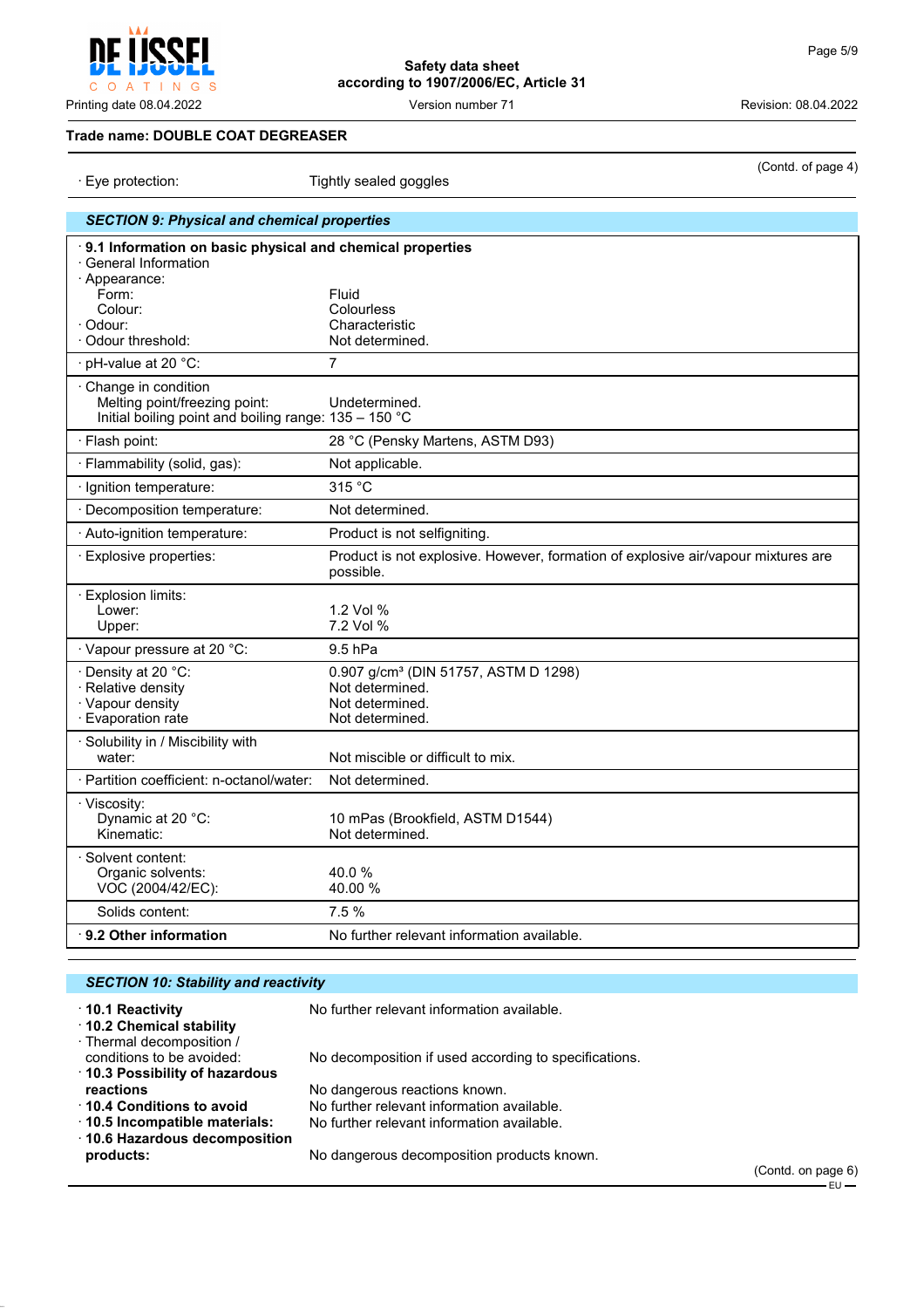Trade name: DOUBLE COAT DEGREASER

(Contd. of page 4)

· Eye protection: Tightly sealed goggles

## SECTION 9: Physical and chemical properties

| · 9.1 Information on basic physical and chemical properties | |
|---|---|
| · General Information | |
| · Appearance: | |
| Form: | Fluid |
| Colour: | Colourless |
| · Odour: | Characteristic |
| · Odour threshold: | Not determined. |
| · pH-value at 20 °C: | 7 |
| · Change in condition | |
| Melting point/freezing point: | Undetermined. |
| Initial boiling point and boiling range: | 135 – 150 °C |
| · Flash point: | 28 °C (Pensky Martens, ASTM D93) |
| · Flammability (solid, gas): | Not applicable. |
| · Ignition temperature: | 315 °C |
| · Decomposition temperature: | Not determined. |
| · Auto-ignition temperature: | Product is not selfigniting. |
| · Explosive properties: | Product is not explosive. However, formation of explosive air/vapour mixtures are possible. |
| · Explosion limits: | |
| Lower: | 1.2 Vol % |
| Upper: | 7.2 Vol % |
| · Vapour pressure at 20 °C: | 9.5 hPa |
| · Density at 20 °C: | 0.907 g/cm³ (DIN 51757, ASTM D 1298) |
| · Relative density | Not determined. |
| · Vapour density | Not determined. |
| · Evaporation rate | Not determined. |
| · Solubility in / Miscibility with water: | Not miscible or difficult to mix. |
| · Partition coefficient: n-octanol/water: | Not determined. |
| · Viscosity: | |
| Dynamic at 20 °C: | 10 mPas (Brookfield, ASTM D1544) |
| Kinematic: | Not determined. |
| · Solvent content: | |
| Organic solvents: | 40.0 % |
| VOC (2004/42/EC): | 40.00 % |
| Solids content: | 7.5 % |
| **· 9.2 Other information** | No further relevant information available. |

## SECTION 10: Stability and reactivity

- **· 10.1 Reactivity** No further relevant information available.
- **· 10.2 Chemical stability**
- · Thermal decomposition / conditions to be avoided: No decomposition if used according to specifications.
- **· 10.3 Possibility of hazardous reactions** No dangerous reactions known.
- **· 10.4 Conditions to avoid** No further relevant information available.
- **· 10.5 Incompatible materials:** No further relevant information available.
- **· 10.6 Hazardous decomposition products:** No dangerous decomposition products known.

(Contd. on page 6)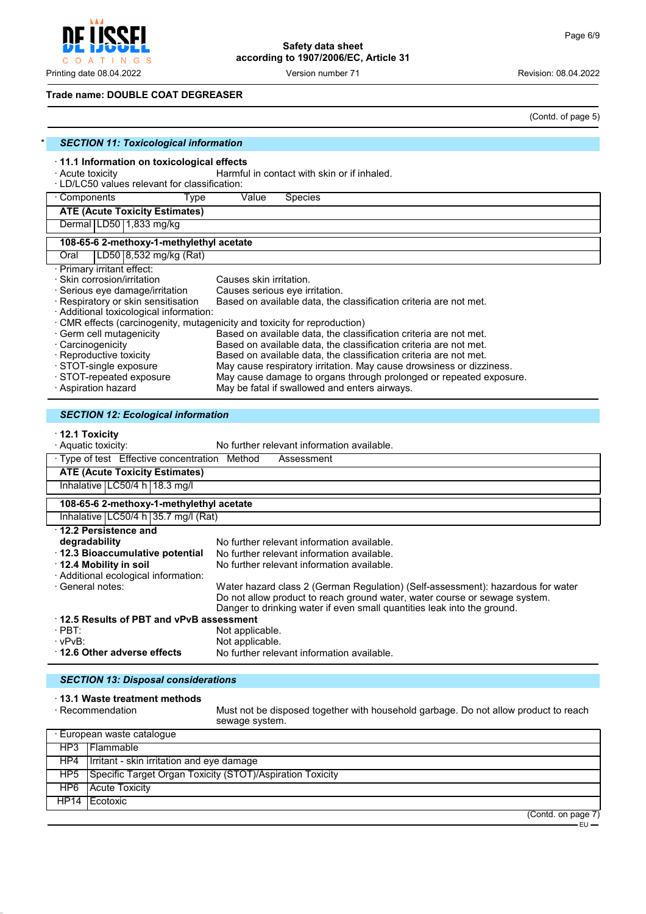Trade name: DOUBLE COAT DEGREASER

(Contd. of page 5)

## * SECTION 11: Toxicological information

· **11.1 Information on toxicological effects**

· Acute toxicity: Harmful in contact with skin or if inhaled.

· LD/LC50 values relevant for classification:

| · Components | Type | Value | Species |
|---|---|---|---|
| **ATE (Acute Toxicity Estimates)** | | | |
| Dermal | LD50 | 1,833 mg/kg | |
| **108-65-6 2-methoxy-1-methylethyl acetate** | | | |
| Oral | LD50 | 8,532 mg/kg (Rat) | |

· Primary irritant effect:

· Skin corrosion/irritation: Causes skin irritation.

· Serious eye damage/irritation: Causes serious eye irritation.

· Respiratory or skin sensitisation: Based on available data, the classification criteria are not met.

· Additional toxicological information:

· CMR effects (carcinogenity, mutagenicity and toxicity for reproduction)

· Germ cell mutagenicity: Based on available data, the classification criteria are not met.

· Carcinogenicity: Based on available data, the classification criteria are not met.

· Reproductive toxicity: Based on available data, the classification criteria are not met.

· STOT-single exposure: May cause respiratory irritation. May cause drowsiness or dizziness.

· STOT-repeated exposure: May cause damage to organs through prolonged or repeated exposure.

· Aspiration hazard: May be fatal if swallowed and enters airways.

## SECTION 12: Ecological information

· **12.1 Toxicity**

· Aquatic toxicity: No further relevant information available.

| · Type of test | Effective concentration | Method | Assessment |
|---|---|---|---|
| **ATE (Acute Toxicity Estimates)** | | | |
| Inhalative | LC50/4 h | 18.3 mg/l | |
| **108-65-6 2-methoxy-1-methylethyl acetate** | | | |
| Inhalative | LC50/4 h | 35.7 mg/l (Rat) | |

· **12.2 Persistence and degradability**: No further relevant information available.

· **12.3 Bioaccumulative potential**: No further relevant information available.

· **12.4 Mobility in soil**: No further relevant information available.

· Additional ecological information:

· General notes: Water hazard class 2 (German Regulation) (Self-assessment): hazardous for water
Do not allow product to reach ground water, water course or sewage system.
Danger to drinking water if even small quantities leak into the ground.

· **12.5 Results of PBT and vPvB assessment**

· PBT: Not applicable.

· vPvB: Not applicable.

· **12.6 Other adverse effects**: No further relevant information available.

## SECTION 13: Disposal considerations

· **13.1 Waste treatment methods**

· Recommendation: Must not be disposed together with household garbage. Do not allow product to reach sewage system.

| · European waste catalogue | |
|---|---|
| HP3 | Flammable |
| HP4 | Irritant - skin irritation and eye damage |
| HP5 | Specific Target Organ Toxicity (STOT)/Aspiration Toxicity |
| HP6 | Acute Toxicity |
| HP14 | Ecotoxic |

(Contd. on page 7)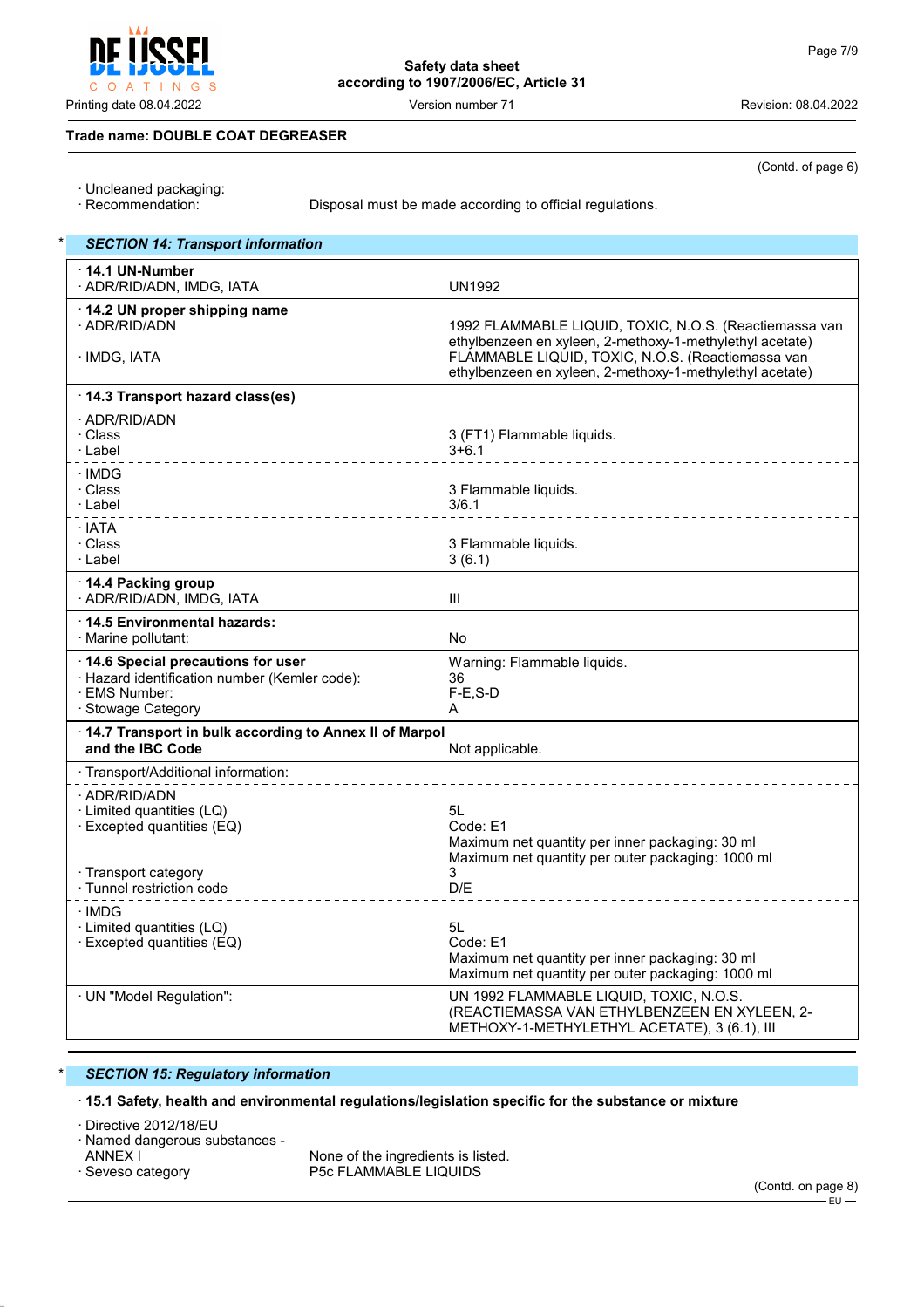**Trade name: DOUBLE COAT DEGREASER**

(Contd. of page 6)

· Uncleaned packaging:
· Recommendation: Disposal must be made according to official regulations.

## * SECTION 14: Transport information

| | |
|---|---|
| **· 14.1 UN-Number** | |
| · ADR/RID/ADN, IMDG, IATA | UN1992 |
| **· 14.2 UN proper shipping name** | |
| · ADR/RID/ADN | 1992 FLAMMABLE LIQUID, TOXIC, N.O.S. (Reactiemassa van ethylbenzeen en xyleen, 2-methoxy-1-methylethyl acetate) |
| · IMDG, IATA | FLAMMABLE LIQUID, TOXIC, N.O.S. (Reactiemassa van ethylbenzeen en xyleen, 2-methoxy-1-methylethyl acetate) |
| **· 14.3 Transport hazard class(es)** | |
| · ADR/RID/ADN | |
| · Class | 3 (FT1) Flammable liquids. |
| · Label | 3+6.1 |
| · IMDG | |
| · Class | 3 Flammable liquids. |
| · Label | 3/6.1 |
| · IATA | |
| · Class | 3 Flammable liquids. |
| · Label | 3 (6.1) |
| **· 14.4 Packing group** | |
| · ADR/RID/ADN, IMDG, IATA | III |
| **· 14.5 Environmental hazards:** | |
| · Marine pollutant: | No |
| **· 14.6 Special precautions for user** | Warning: Flammable liquids. |
| · Hazard identification number (Kemler code): | 36 |
| · EMS Number: | F-E,S-D |
| · Stowage Category | A |
| **· 14.7 Transport in bulk according to Annex II of Marpol and the IBC Code** | Not applicable. |
| · Transport/Additional information: | |
| · ADR/RID/ADN | |
| · Limited quantities (LQ) | 5L |
| · Excepted quantities (EQ) | Code: E1<br>Maximum net quantity per inner packaging: 30 ml<br>Maximum net quantity per outer packaging: 1000 ml |
| · Transport category | 3 |
| · Tunnel restriction code | D/E |
| · IMDG | |
| · Limited quantities (LQ) | 5L |
| · Excepted quantities (EQ) | Code: E1<br>Maximum net quantity per inner packaging: 30 ml<br>Maximum net quantity per outer packaging: 1000 ml |
| · UN "Model Regulation": | UN 1992 FLAMMABLE LIQUID, TOXIC, N.O.S. (REACTIEMASSA VAN ETHYLBENZEEN EN XYLEEN, 2-METHOXY-1-METHYLETHYL ACETATE), 3 (6.1), III |

## * SECTION 15: Regulatory information

**· 15.1 Safety, health and environmental regulations/legislation specific for the substance or mixture**

· Directive 2012/18/EU
· Named dangerous substances - ANNEX I: None of the ingredients is listed.
· Seveso category: P5c FLAMMABLE LIQUIDS

(Contd. on page 8)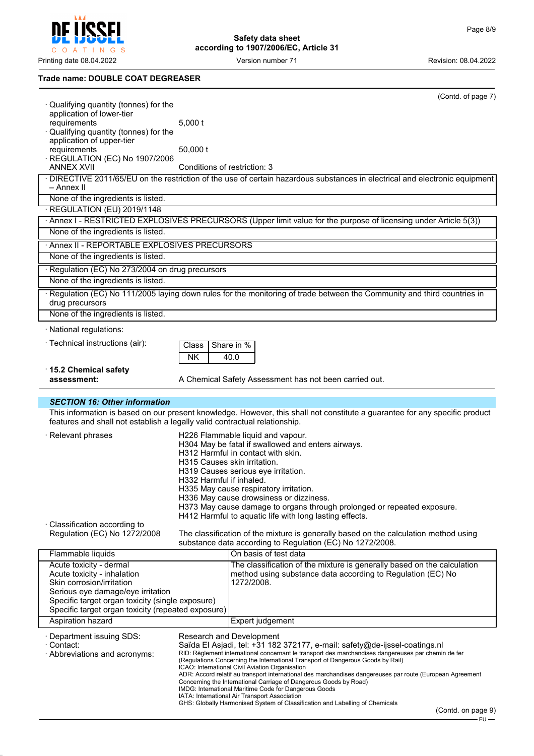**Trade name: DOUBLE COAT DEGREASER**

(Contd. of page 7)

· Qualifying quantity (tonnes) for the application of lower-tier requirements: 5,000 t
· Qualifying quantity (tonnes) for the application of upper-tier requirements: 50,000 t
· REGULATION (EC) No 1907/2006 ANNEX XVII: Conditions of restriction: 3

· DIRECTIVE 2011/65/EU on the restriction of the use of certain hazardous substances in electrical and electronic equipment – Annex II

None of the ingredients is listed.

· REGULATION (EU) 2019/1148

· Annex I - RESTRICTED EXPLOSIVES PRECURSORS (Upper limit value for the purpose of licensing under Article 5(3))

None of the ingredients is listed.

· Annex II - REPORTABLE EXPLOSIVES PRECURSORS

None of the ingredients is listed.

· Regulation (EC) No 273/2004 on drug precursors

None of the ingredients is listed.

· Regulation (EC) No 111/2005 laying down rules for the monitoring of trade between the Community and third countries in drug precursors

None of the ingredients is listed.

· National regulations:

· Technical instructions (air):

| Class | Share in % |
|---|---|
| NK | 40.0 |

· **15.2 Chemical safety assessment:** A Chemical Safety Assessment has not been carried out.

## *SECTION 16: Other information*

This information is based on our present knowledge. However, this shall not constitute a guarantee for any specific product features and shall not establish a legally valid contractual relationship.

· Relevant phrases

H226 Flammable liquid and vapour.
H304 May be fatal if swallowed and enters airways.
H312 Harmful in contact with skin.
H315 Causes skin irritation.
H319 Causes serious eye irritation.
H332 Harmful if inhaled.
H335 May cause respiratory irritation.
H336 May cause drowsiness or dizziness.
H373 May cause damage to organs through prolonged or repeated exposure.
H412 Harmful to aquatic life with long lasting effects.

· Classification according to Regulation (EC) No 1272/2008: The classification of the mixture is generally based on the calculation method using substance data according to Regulation (EC) No 1272/2008.

| | |
|---|---|
| Flammable liquids | On basis of test data |
| Acute toxicity - dermal<br>Acute toxicity - inhalation<br>Skin corrosion/irritation<br>Serious eye damage/eye irritation<br>Specific target organ toxicity (single exposure)<br>Specific target organ toxicity (repeated exposure) | The classification of the mixture is generally based on the calculation method using substance data according to Regulation (EC) No 1272/2008. |
| Aspiration hazard | Expert judgement |

· Department issuing SDS: Research and Development
· Contact: Saïda El Asjadi, tel: +31 182 372177, e-mail: safety@de-ijssel-coatings.nl
· Abbreviations and acronyms:

RID: Règlement international concernant le transport des marchandises dangereuses par chemin de fer (Regulations Concerning the International Transport of Dangerous Goods by Rail)
ICAO: International Civil Aviation Organisation
ADR: Accord relatif au transport international des marchandises dangereuses par route (European Agreement Concerning the International Carriage of Dangerous Goods by Road)
IMDG: International Maritime Code for Dangerous Goods
IATA: International Air Transport Association
GHS: Globally Harmonised System of Classification and Labelling of Chemicals

(Contd. on page 9)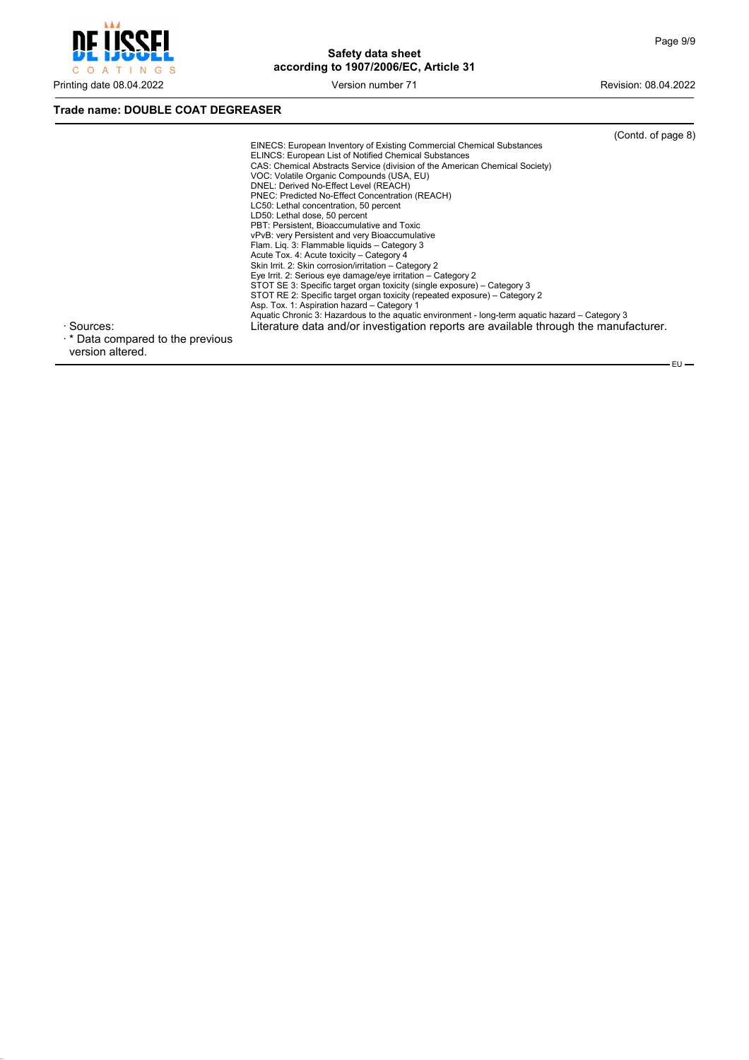**Trade name: DOUBLE COAT DEGREASER**

(Contd. of page 8)

EINECS: European Inventory of Existing Commercial Chemical Substances
ELINCS: European List of Notified Chemical Substances
CAS: Chemical Abstracts Service (division of the American Chemical Society)
VOC: Volatile Organic Compounds (USA, EU)
DNEL: Derived No-Effect Level (REACH)
PNEC: Predicted No-Effect Concentration (REACH)
LC50: Lethal concentration, 50 percent
LD50: Lethal dose, 50 percent
PBT: Persistent, Bioaccumulative and Toxic
vPvB: very Persistent and very Bioaccumulative
Flam. Liq. 3: Flammable liquids – Category 3
Acute Tox. 4: Acute toxicity – Category 4
Skin Irrit. 2: Skin corrosion/irritation – Category 2
Eye Irrit. 2: Serious eye damage/eye irritation – Category 2
STOT SE 3: Specific target organ toxicity (single exposure) – Category 3
STOT RE 2: Specific target organ toxicity (repeated exposure) – Category 2
Asp. Tox. 1: Aspiration hazard – Category 1
Aquatic Chronic 3: Hazardous to the aquatic environment - long-term aquatic hazard – Category 3

· Sources: Literature data and/or investigation reports are available through the manufacturer.

· * Data compared to the previous version altered.